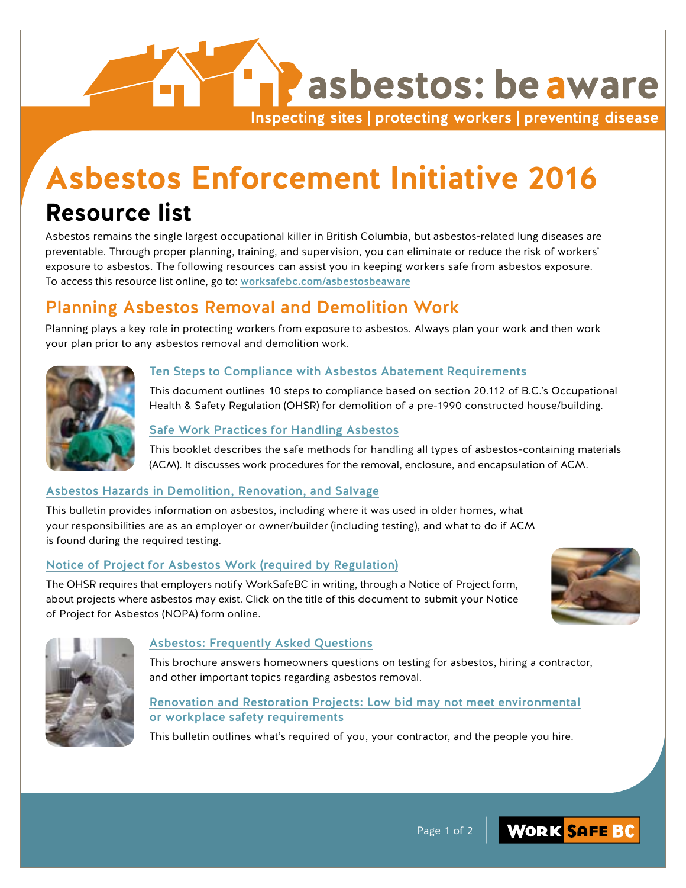asbestos: be aware

Inspecting sites | protecting workers | preventing disease

# Asbestos Enforcement Initiative 2016

## Resource list

Asbestos remains the single largest occupational killer in British Columbia, but asbestos-related lung diseases are preventable. Through proper planning, training, and supervision, you can eliminate or reduce the risk of workers' exposure to asbestos. The following resources can assist you in keeping workers safe from asbestos exposure. To access this resource list online, go to: worksafebc.com/asbestosbeaware

## Planning Asbestos Removal and Demolition Work

Planning plays a key role in protecting workers from exposure to asbestos. Always plan your work and then work your plan prior to any asbestos removal and demolition work.

### Ten Steps to Compliance with Asbestos Abatement Requirements

This document outlines 10 steps to compliance based on section 20.112 of B.C.'s Occupational Health & Safety Regulation (OHSR) for demolition of a pre-1990 constructed house/building.

### Safe Work Practices for Handling Asbestos

This booklet describes the safe methods for handling all types of asbestos-containing materials (ACM). It discusses work procedures for the removal, enclosure, and encapsulation of ACM.

### Asbestos Hazards in Demolition, Renovation, and Salvage

This bulletin provides information on asbestos, including where it was used in older homes, what your responsibilities are as an employer or owner/builder (including testing), and what to do if ACM is found during the required testing.

### Notice of Project for Asbestos Work (required by Regulation)

The OHSR requires that employers notify WorkSafeBC in writing, through a Notice of Project form, about projects where asbestos may exist. Click on the title of this document to submit your Notice of Project for Asbestos (NOPA) form online.

### Asbestos: Frequently Asked Questions

This brochure answers homeowners questions on testing for asbestos, hiring a contractor, and other important topics regarding asbestos removal.

### Renovation and Restoration Projects: Low bid may not meet environmental or workplace safety requirements

This bulletin outlines what's required of you, your contractor, and the people you hire.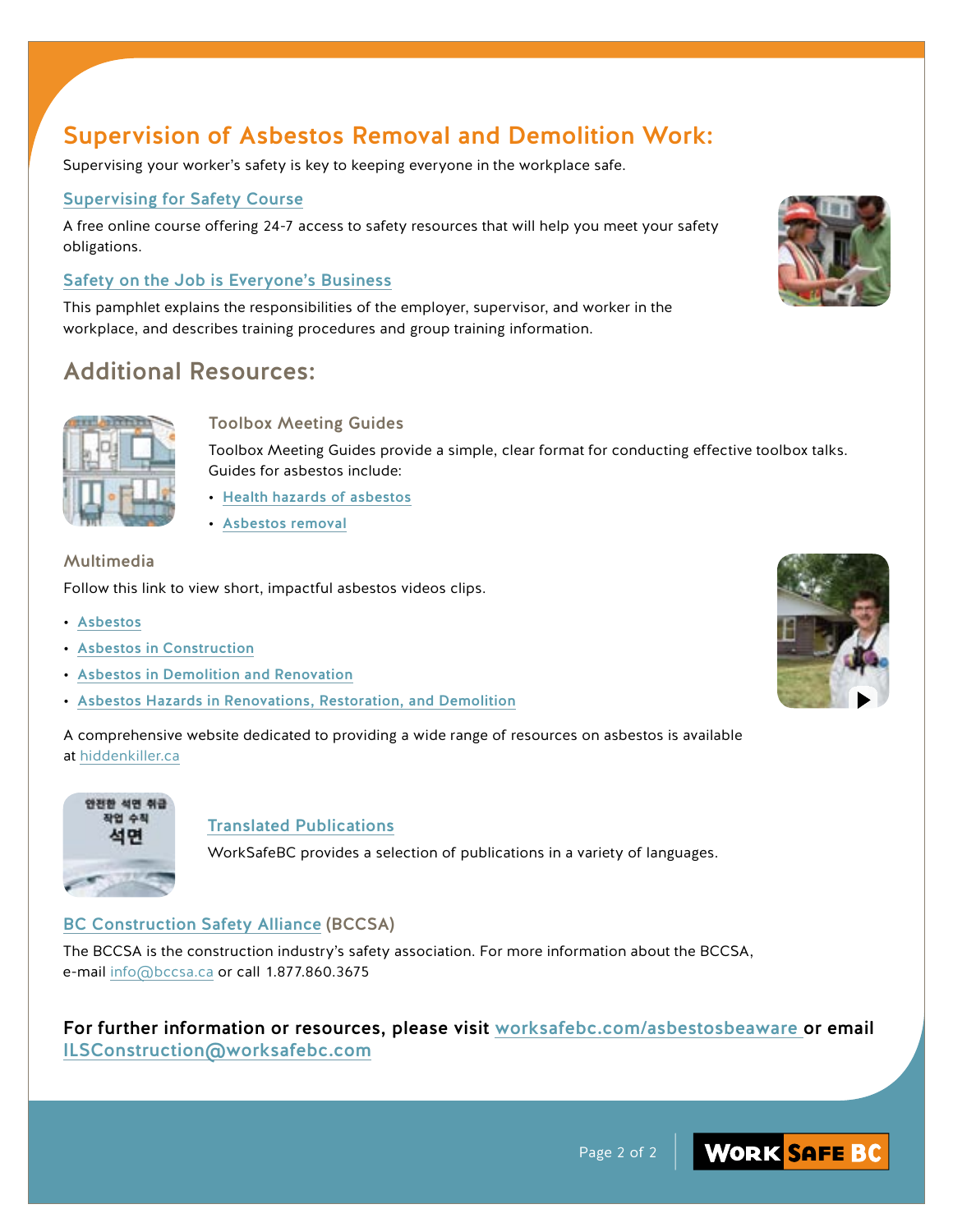# Supervision of Asbestos Removal and Demolition Work:

Supervising your worker's safety is key to keeping everyone in the workplace safe.

### Supervising for Safety Course

A free online course offering 24-7 access to safety resources that will help you meet your safety obligations.

### Safety on the Job is Everyone's Business

This pamphlet explains the responsibilities of the employer, supervisor, and worker in the workplace, and describes training procedures and group training information.

## Additional Resources:

### Toolbox Meeting Guides

Toolbox Meeting Guides provide a simple, clear format for conducting effective toolbox talks. Guides for asbestos include:

- Health hazards of asbestos
- Asbestos removal

### Multimedia

Follow this link to view short, impactful asbestos videos clips.

- Asbestos
- Asbestos in Construction
- Asbestos in Demolition and Renovation
- Asbestos Hazards in Renovations, Restoration, and Demolition

A comprehensive website dedicated to providing a wide range of resources on asbestos is available at hiddenkiller.ca

### Translated Publications

WorkSafeBC provides a selection of publications in a variety of languages.

### BC Construction Safety Alliance (BCCSA)

The BCCSA is the construction industry's safety association. For more information about the BCCSA, e-mail info@bccsa.ca or call 1.877.860.3675

**For further information or resources, please visit worksafebc.com/asbestosbeaware or email ILSConstruction@worksafebc.com**